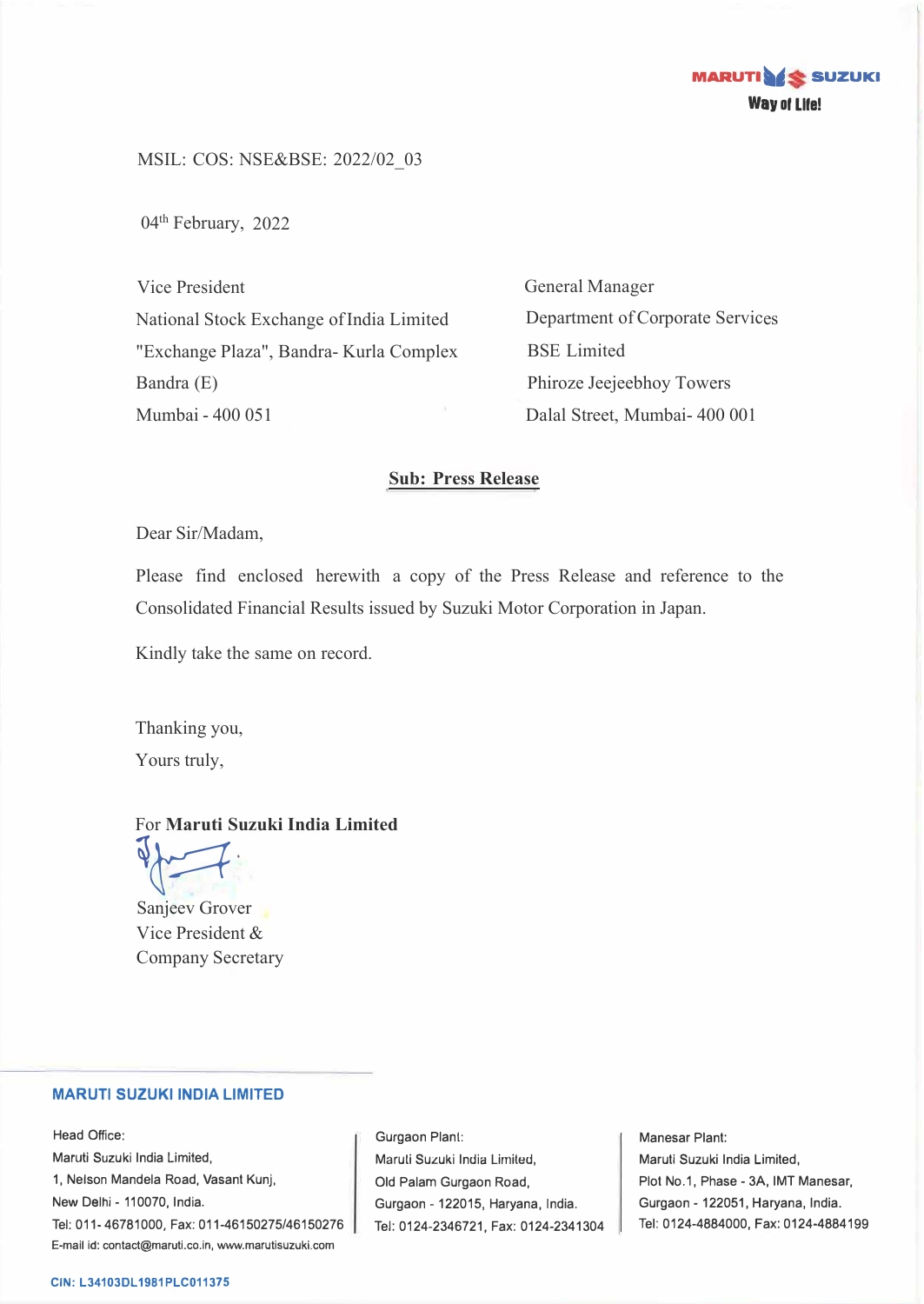MARUTI SUZUKI
Way of Life!

MSIL: COS: NSE&BSE: 2022/02_03

04th February, 2022

Vice President
National Stock Exchange of India Limited
"Exchange Plaza", Bandra- Kurla Complex
Bandra (E)
Mumbai - 400 051

General Manager
Department of Corporate Services
BSE Limited
Phiroze Jeejeebhoy Towers
Dalal Street, Mumbai- 400 001

**Sub: Press Release**

Dear Sir/Madam,

Please find enclosed herewith a copy of the Press Release and reference to the Consolidated Financial Results issued by Suzuki Motor Corporation in Japan.

Kindly take the same on record.

Thanking you,
Yours truly,

For **Maruti Suzuki India Limited**

Sanjeev Grover
Vice President &
Company Secretary

**MARUTI SUZUKI INDIA LIMITED**

Head Office:
Maruti Suzuki India Limited,
1, Nelson Mandela Road, Vasant Kunj,
New Delhi - 110070, India.
Tel: 011- 46781000, Fax: 011-46150275/46150276
E-mail id: contact@maruti.co.in, www.marutisuzuki.com

Gurgaon Plant:
Maruti Suzuki India Limited,
Old Palam Gurgaon Road,
Gurgaon - 122015, Haryana, India.
Tel: 0124-2346721, Fax: 0124-2341304

Manesar Plant:
Maruti Suzuki India Limited,
Plot No.1, Phase - 3A, IMT Manesar,
Gurgaon - 122051, Haryana, India.
Tel: 0124-4884000, Fax: 0124-4884199

CIN: L34103DL1981PLC011375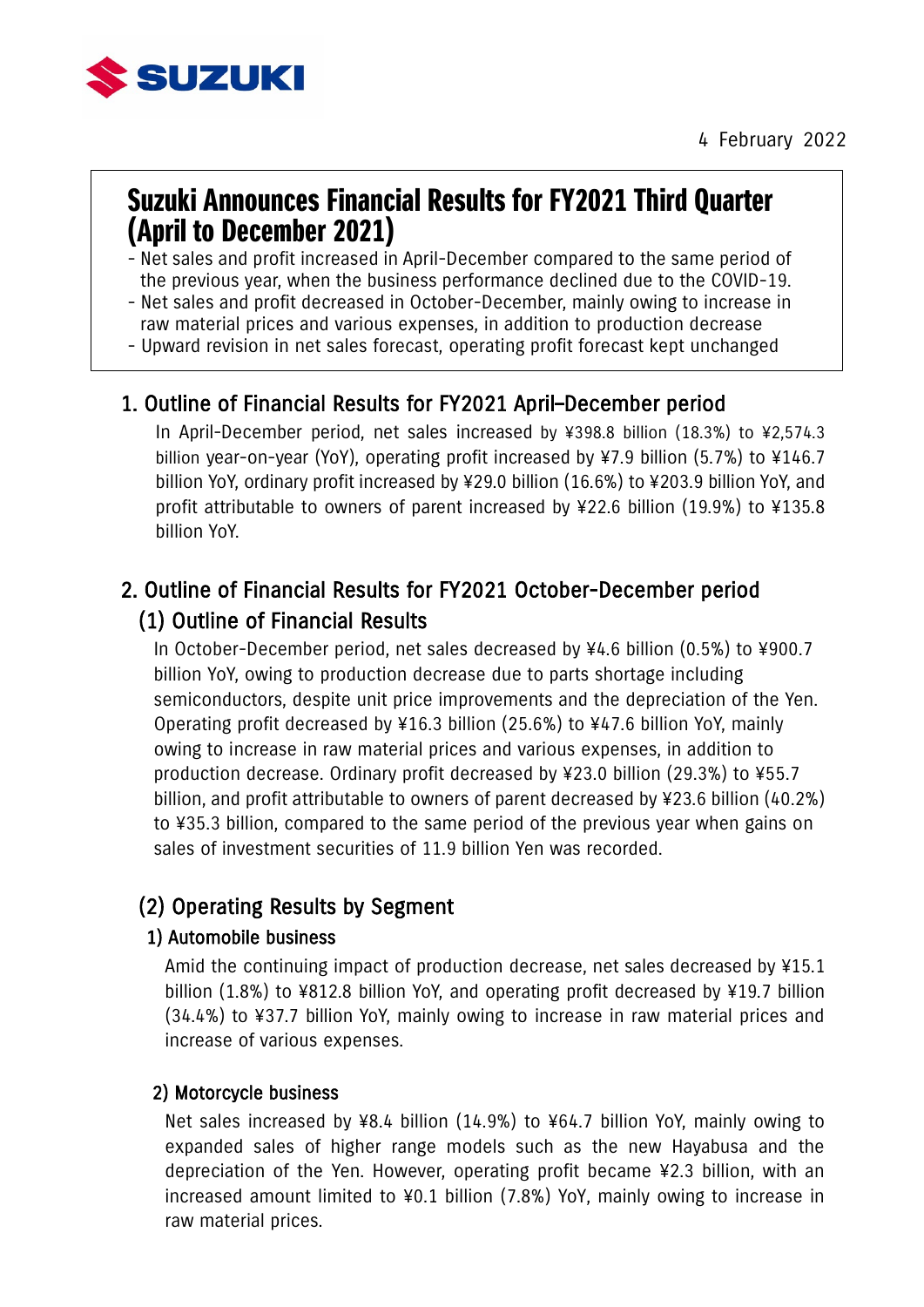SUZUKI

4 February 2022

# Suzuki Announces Financial Results for FY2021 Third Quarter (April to December 2021)

- Net sales and profit increased in April-December compared to the same period of the previous year, when the business performance declined due to the COVID-19.
- Net sales and profit decreased in October-December, mainly owing to increase in raw material prices and various expenses, in addition to production decrease
- Upward revision in net sales forecast, operating profit forecast kept unchanged

## 1. Outline of Financial Results for FY2021 April–December period

In April-December period, net sales increased by ¥398.8 billion (18.3%) to ¥2,574.3 billion year-on-year (YoY), operating profit increased by ¥7.9 billion (5.7%) to ¥146.7 billion YoY, ordinary profit increased by ¥29.0 billion (16.6%) to ¥203.9 billion YoY, and profit attributable to owners of parent increased by ¥22.6 billion (19.9%) to ¥135.8 billion YoY.

## 2. Outline of Financial Results for FY2021 October-December period

### (1) Outline of Financial Results

In October-December period, net sales decreased by ¥4.6 billion (0.5%) to ¥900.7 billion YoY, owing to production decrease due to parts shortage including semiconductors, despite unit price improvements and the depreciation of the Yen. Operating profit decreased by ¥16.3 billion (25.6%) to ¥47.6 billion YoY, mainly owing to increase in raw material prices and various expenses, in addition to production decrease. Ordinary profit decreased by ¥23.0 billion (29.3%) to ¥55.7 billion, and profit attributable to owners of parent decreased by ¥23.6 billion (40.2%) to ¥35.3 billion, compared to the same period of the previous year when gains on sales of investment securities of 11.9 billion Yen was recorded.

### (2) Operating Results by Segment

#### 1) Automobile business

Amid the continuing impact of production decrease, net sales decreased by ¥15.1 billion (1.8%) to ¥812.8 billion YoY, and operating profit decreased by ¥19.7 billion (34.4%) to ¥37.7 billion YoY, mainly owing to increase in raw material prices and increase of various expenses.

#### 2) Motorcycle business

Net sales increased by ¥8.4 billion (14.9%) to ¥64.7 billion YoY, mainly owing to expanded sales of higher range models such as the new Hayabusa and the depreciation of the Yen. However, operating profit became ¥2.3 billion, with an increased amount limited to ¥0.1 billion (7.8%) YoY, mainly owing to increase in raw material prices.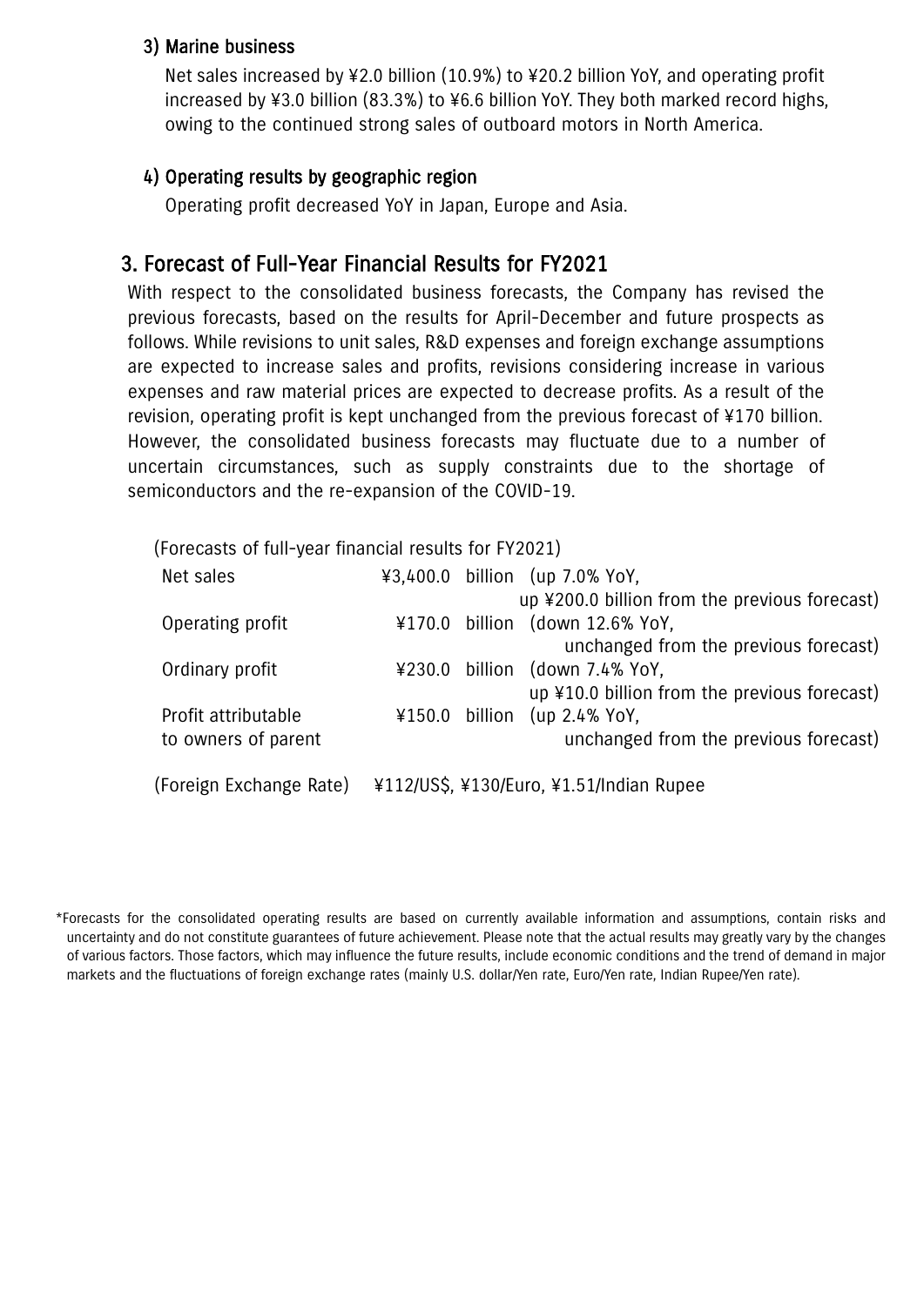### 3) Marine business

Net sales increased by ¥2.0 billion (10.9%) to ¥20.2 billion YoY, and operating profit increased by ¥3.0 billion (83.3%) to ¥6.6 billion YoY. They both marked record highs, owing to the continued strong sales of outboard motors in North America.

### 4) Operating results by geographic region

Operating profit decreased YoY in Japan, Europe and Asia.

## 3. Forecast of Full-Year Financial Results for FY2021

With respect to the consolidated business forecasts, the Company has revised the previous forecasts, based on the results for April-December and future prospects as follows. While revisions to unit sales, R&D expenses and foreign exchange assumptions are expected to increase sales and profits, revisions considering increase in various expenses and raw material prices are expected to decrease profits. As a result of the revision, operating profit is kept unchanged from the previous forecast of ¥170 billion. However, the consolidated business forecasts may fluctuate due to a number of uncertain circumstances, such as supply constraints due to the shortage of semiconductors and the re-expansion of the COVID-19.

(Forecasts of full-year financial results for FY2021)

| | | |
|---|---|---|
| Net sales | ¥3,400.0 billion | (up 7.0% YoY, up ¥200.0 billion from the previous forecast) |
| Operating profit | ¥170.0 billion | (down 12.6% YoY, unchanged from the previous forecast) |
| Ordinary profit | ¥230.0 billion | (down 7.4% YoY, up ¥10.0 billion from the previous forecast) |
| Profit attributable to owners of parent | ¥150.0 billion | (up 2.4% YoY, unchanged from the previous forecast) |

(Foreign Exchange Rate) ¥112/US$, ¥130/Euro, ¥1.51/Indian Rupee

*Forecasts for the consolidated operating results are based on currently available information and assumptions, contain risks and uncertainty and do not constitute guarantees of future achievement. Please note that the actual results may greatly vary by the changes of various factors. Those factors, which may influence the future results, include economic conditions and the trend of demand in major markets and the fluctuations of foreign exchange rates (mainly U.S. dollar/Yen rate, Euro/Yen rate, Indian Rupee/Yen rate).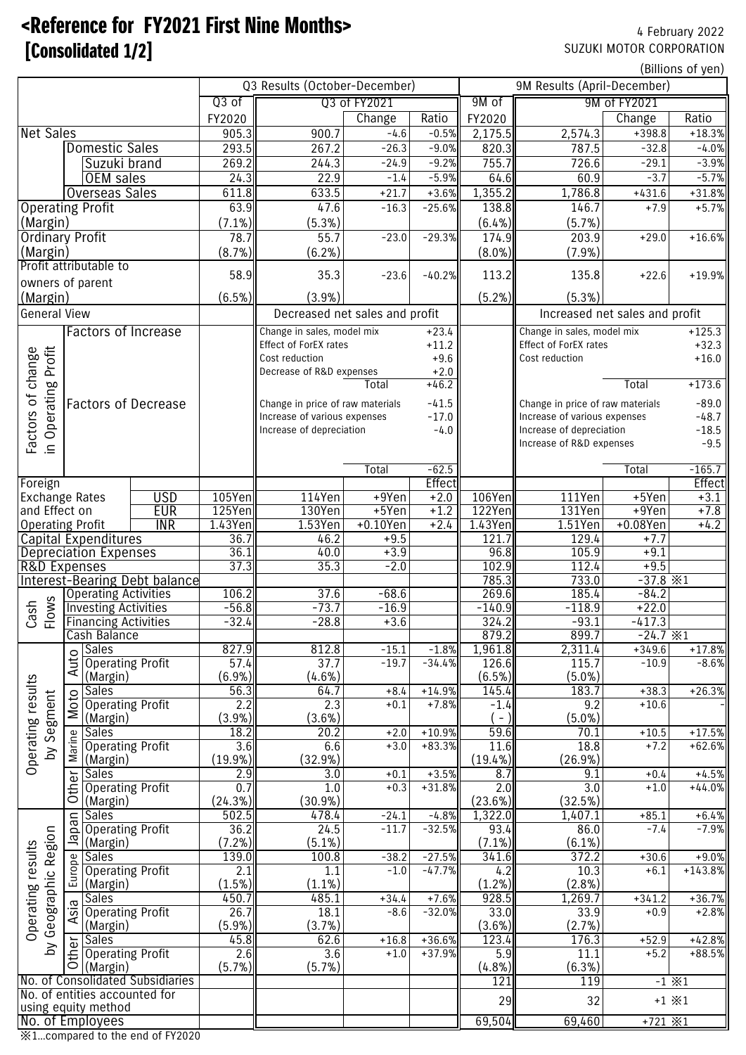# <Reference for FY2021 First Nine Months>
# [Consolidated 1/2]

4 February 2022
SUZUKI MOTOR CORPORATION

(Billions of yen)

| | | | Q3 Results (October-December) | | | | 9M Results (April-December) | | | |
|---|---|---|---|---|---|---|---|---|---|---|
| | | | Q3 of FY2020 | Q3 of FY2021 | Change | Ratio | 9M of FY2020 | 9M of FY2021 | Change | Ratio |
| Net Sales | | | 905.3 | 900.7 | -4.6 | -0.5% | 2,175.5 | 2,574.3 | +398.8 | +18.3% |
| | Domestic Sales | | 293.5 | 267.2 | -26.3 | -9.0% | 820.3 | 787.5 | -32.8 | -4.0% |
| | | Suzuki brand | 269.2 | 244.3 | -24.9 | -9.2% | 755.7 | 726.6 | -29.1 | -3.9% |
| | | OEM sales | 24.3 | 22.9 | -1.4 | -5.9% | 64.6 | 60.9 | -3.7 | -5.7% |
| | Overseas Sales | | 611.8 | 633.5 | +21.7 | +3.6% | 1,355.2 | 1,786.8 | +431.6 | +31.8% |
| Operating Profit | | | 63.9 | 47.6 | -16.3 | -25.6% | 138.8 | 146.7 | +7.9 | +5.7% |
| (Margin) | | | (7.1%) | (5.3%) | | | (6.4%) | (5.7%) | | |
| Ordinary Profit | | | 78.7 | 55.7 | -23.0 | -29.3% | 174.9 | 203.9 | +29.0 | +16.6% |
| (Margin) | | | (8.7%) | (6.2%) | | | (8.0%) | (7.9%) | | |
| Profit attributable to owners of parent | | | 58.9 | 35.3 | -23.6 | -40.2% | 113.2 | 135.8 | +22.6 | +19.9% |
| (Margin) | | | (6.5%) | (3.9%) | | | (5.2%) | (5.3%) | | |
| General View | | | | Decreased net sales and profit | | | | Increased net sales and profit | | |
| Factors of change in Operating Profit | Factors of Increase | | | Change in sales, model mix | | +23.4 | | Change in sales, model mix | | +125.3 |
| | | | | Effect of ForEX rates | | +11.2 | | Effect of ForEX rates | | +32.3 |
| | | | | Cost reduction | | +9.6 | | Cost reduction | | +16.0 |
| | | | | Decrease of R&D expenses | | +2.0 | | | | |
| | | | | | Total | +46.2 | | | Total | +173.6 |
| | Factors of Decrease | | | Change in price of raw materials | | -41.5 | | Change in price of raw materials | | -89.0 |
| | | | | Increase of various expenses | | -17.0 | | Increase of various expenses | | -48.7 |
| | | | | Increase of depreciation | | -4.0 | | Increase of depreciation | | -18.5 |
| | | | | | | | | Increase of R&D expenses | | -9.5 |
| | | | | | Total | -62.5 | | | Total | -165.7 |
| Foreign Exchange Rates and Effect on Operating Profit | | | | | | Effect | | | | Effect |
| | | USD | 105Yen | 114Yen | +9Yen | +2.0 | 106Yen | 111Yen | +5Yen | +3.1 |
| | | EUR | 125Yen | 130Yen | +5Yen | +1.2 | 122Yen | 131Yen | +9Yen | +7.8 |
| | | INR | 1.43Yen | 1.53Yen | +0.10Yen | +2.4 | 1.43Yen | 1.51Yen | +0.08Yen | +4.2 |
| Capital Expenditures | | | 36.7 | 46.2 | +9.5 | | 121.7 | 129.4 | +7.7 | |
| Depreciation Expenses | | | 36.1 | 40.0 | +3.9 | | 96.8 | 105.9 | +9.1 | |
| R&D Expenses | | | 37.3 | 35.3 | -2.0 | | 102.9 | 112.4 | +9.5 | |
| Interest-Bearing Debt balance | | | | | | | 785.3 | 733.0 | -37.8 ※1 | |
| Cash Flows | Operating Activities | | 106.2 | 37.6 | -68.6 | | 269.6 | 185.4 | -84.2 | |
| | Investing Activities | | -56.8 | -73.7 | -16.9 | | -140.9 | -118.9 | +22.0 | |
| | Financing Activities | | -32.4 | -28.8 | +3.6 | | 324.2 | -93.1 | -417.3 | |
| | Cash Balance | | | | | | 879.2 | 899.7 | -24.7 ※1 | |
| Operating results by Segment | Auto | Sales | 827.9 | 812.8 | -15.1 | -1.8% | 1,961.8 | 2,311.4 | +349.6 | +17.8% |
| | | Operating Profit | 57.4 | 37.7 | -19.7 | -34.4% | 126.6 | 115.7 | -10.9 | -8.6% |
| | | (Margin) | (6.9%) | (4.6%) | | | (6.5%) | (5.0%) | | |
| | Moto | Sales | 56.3 | 64.7 | +8.4 | +14.9% | 145.4 | 183.7 | +38.3 | +26.3% |
| | | Operating Profit | 2.2 | 2.3 | +0.1 | +7.8% | -1.4 | 9.2 | +10.6 | - |
| | | (Margin) | (3.9%) | (3.6%) | | | ( - ) | (5.0%) | | |
| | Marine | Sales | 18.2 | 20.2 | +2.0 | +10.9% | 59.6 | 70.1 | +10.5 | +17.5% |
| | | Operating Profit | 3.6 | 6.6 | +3.0 | +83.3% | 11.6 | 18.8 | +7.2 | +62.6% |
| | | (Margin) | (19.9%) | (32.9%) | | | (19.4%) | (26.9%) | | |
| | Other | Sales | 2.9 | 3.0 | +0.1 | +3.5% | 8.7 | 9.1 | +0.4 | +4.5% |
| | | Operating Profit | 0.7 | 1.0 | +0.3 | +31.8% | 2.0 | 3.0 | +1.0 | +44.0% |
| | | (Margin) | (24.3%) | (30.9%) | | | (23.6%) | (32.5%) | | |
| Operating results by Geographic Region | Japan | Sales | 502.5 | 478.4 | -24.1 | -4.8% | 1,322.0 | 1,407.1 | +85.1 | +6.4% |
| | | Operating Profit | 36.2 | 24.5 | -11.7 | -32.5% | 93.4 | 86.0 | -7.4 | -7.9% |
| | | (Margin) | (7.2%) | (5.1%) | | | (7.1%) | (6.1%) | | |
| | Europe | Sales | 139.0 | 100.8 | -38.2 | -27.5% | 341.6 | 372.2 | +30.6 | +9.0% |
| | | Operating Profit | 2.1 | 1.1 | -1.0 | -47.7% | 4.2 | 10.3 | +6.1 | +143.8% |
| | | (Margin) | (1.5%) | (1.1%) | | | (1.2%) | (2.8%) | | |
| | Asia | Sales | 450.7 | 485.1 | +34.4 | +7.6% | 928.5 | 1,269.7 | +341.2 | +36.7% |
| | | Operating Profit | 26.7 | 18.1 | -8.6 | -32.0% | 33.0 | 33.9 | +0.9 | +2.8% |
| | | (Margin) | (5.9%) | (3.7%) | | | (3.6%) | (2.7%) | | |
| | Other | Sales | 45.8 | 62.6 | +16.8 | +36.6% | 123.4 | 176.3 | +52.9 | +42.8% |
| | | Operating Profit | 2.6 | 3.6 | +1.0 | +37.9% | 5.9 | 11.1 | +5.2 | +88.5% |
| | | (Margin) | (5.7%) | (5.7%) | | | (4.8%) | (6.3%) | | |
| No. of Consolidated Subsidiaries | | | | | | | 121 | 119 | -1 ※1 | |
| No. of entities accounted for using equity method | | | | | | | 29 | 32 | +1 ※1 | |
| No. of Employees | | | | | | | 69,504 | 69,460 | +721 ※1 | |

※1…compared to the end of FY2020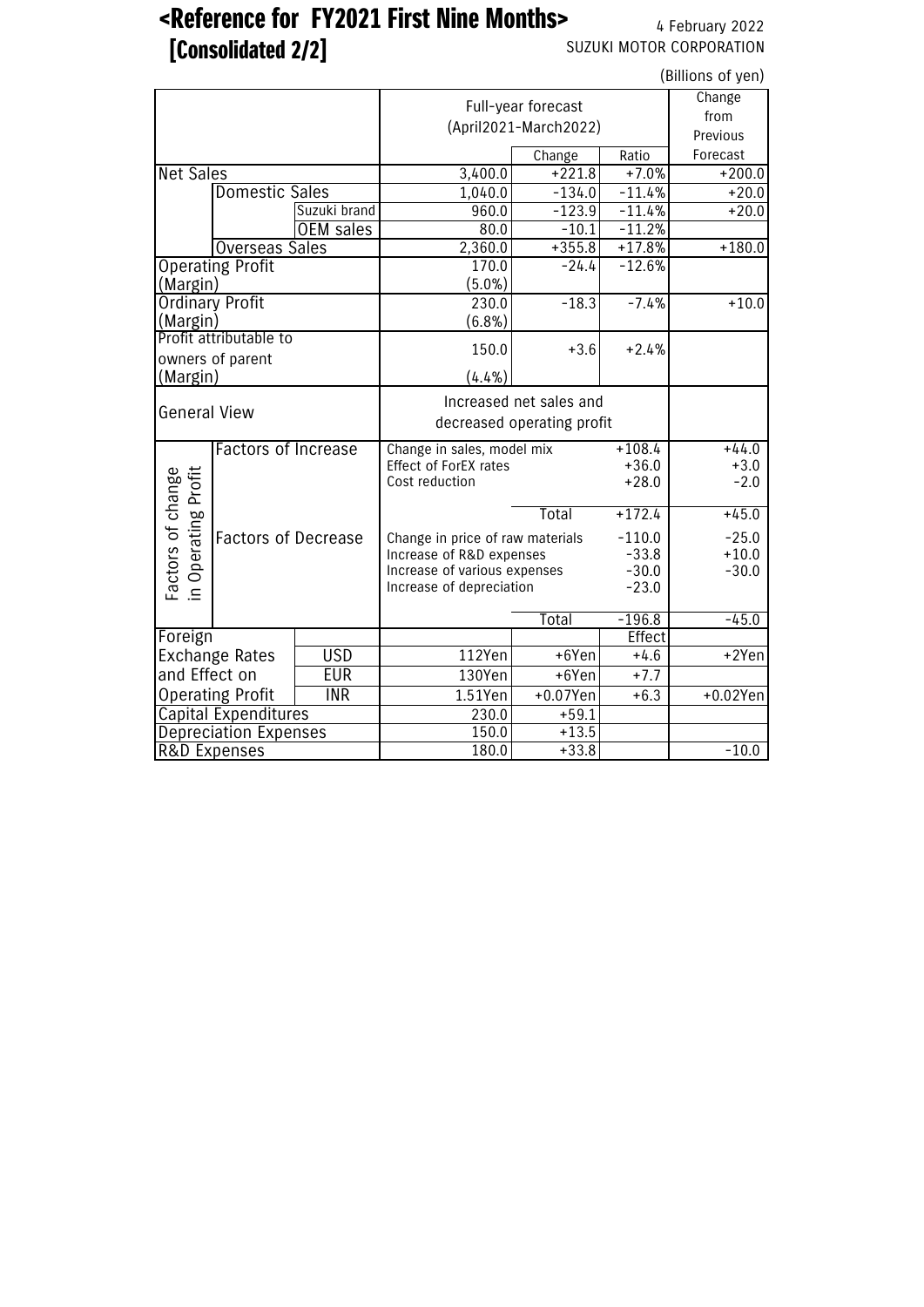# <Reference for FY2021 First Nine Months> [Consolidated 2/2]

4 February 2022
SUZUKI MOTOR CORPORATION

(Billions of yen)

| | | | Full-year forecast (April2021-March2022) | | | Change from Previous Forecast |
|---|---|---|---|---|---|---|
| | | | | Change | Ratio | |
| Net Sales | | | 3,400.0 | +221.8 | +7.0% | +200.0 |
| | Domestic Sales | | 1,040.0 | -134.0 | -11.4% | +20.0 |
| | | Suzuki brand | 960.0 | -123.9 | -11.4% | +20.0 |
| | | OEM sales | 80.0 | -10.1 | -11.2% | |
| | Overseas Sales | | 2,360.0 | +355.8 | +17.8% | +180.0 |
| Operating Profit (Margin) | | | 170.0 (5.0%) | -24.4 | -12.6% | |
| Ordinary Profit (Margin) | | | 230.0 (6.8%) | -18.3 | -7.4% | +10.0 |
| Profit attributable to owners of parent (Margin) | | | 150.0 (4.4%) | +3.6 | +2.4% | |
| General View | | | Increased net sales and decreased operating profit | | | |
| Factors of change in Operating Profit | Factors of Increase | | Change in sales, model mix | | +108.4 | +44.0 |
| | | | Effect of ForEX rates | | +36.0 | +3.0 |
| | | | Cost reduction | | +28.0 | -2.0 |
| | | | | Total | +172.4 | +45.0 |
| | Factors of Decrease | | Change in price of raw materials | | -110.0 | -25.0 |
| | | | Increase of R&D expenses | | -33.8 | +10.0 |
| | | | Increase of various expenses | | -30.0 | -30.0 |
| | | | Increase of depreciation | | -23.0 | |
| | | | | Total | -196.8 | -45.0 |
| Foreign Exchange Rates and Effect on Operating Profit | | | | | Effect | |
| | | USD | 112Yen | +6Yen | +4.6 | +2Yen |
| | | EUR | 130Yen | +6Yen | +7.7 | |
| | | INR | 1.51Yen | +0.07Yen | +6.3 | +0.02Yen |
| Capital Expenditures | | | 230.0 | +59.1 | | |
| Depreciation Expenses | | | 150.0 | +13.5 | | |
| R&D Expenses | | | 180.0 | +33.8 | | -10.0 |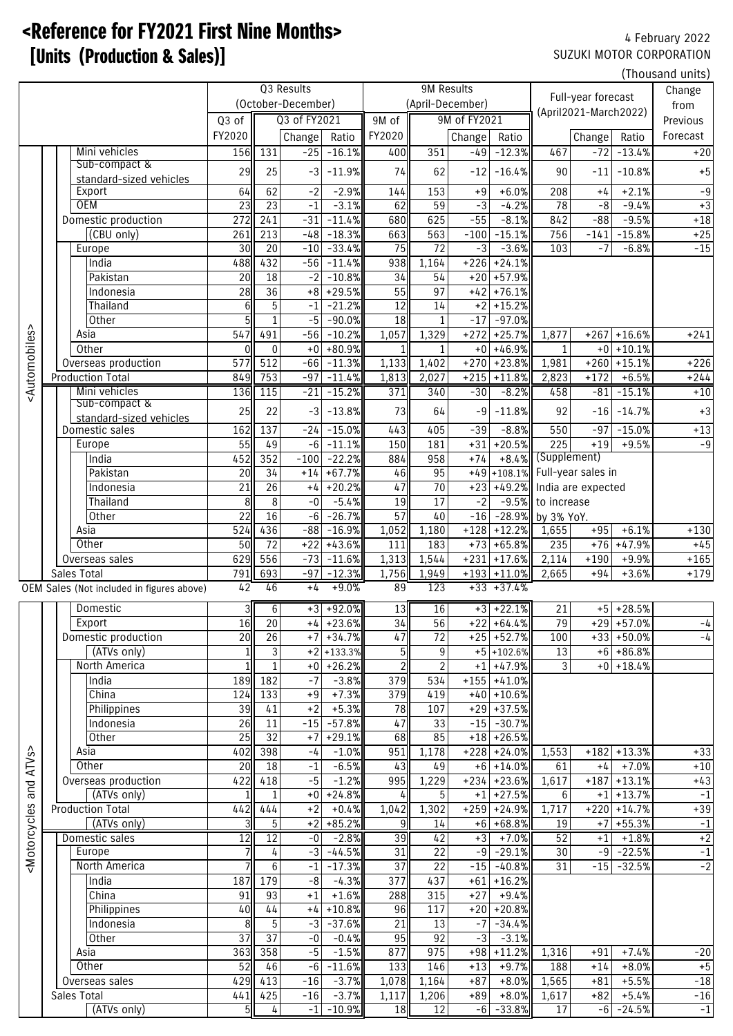# <Reference for FY2021 First Nine Months>
# [Units (Production & Sales)]

4 February 2022
SUZUKI MOTOR CORPORATION

(Thousand units)

| | | Q3 Results (October-December) | | | | 9M Results (April-December) | | | | Full-year forecast (April2021-March2022) | | | Change from Previous Forecast |
|---|---|---|---|---|---|---|---|---|---|---|---|---|---|
| | | Q3 of FY2020 | Q3 of FY2021 | | | 9M of FY2020 | 9M of FY2021 | | | | | | |
| | | | | Change | Ratio | | | Change | Ratio | | Change | Ratio | |
| <Automobiles> | Mini vehicles | 156 | 131 | -25 | -16.1% | 400 | 351 | -49 | -12.3% | 467 | -72 | -13.4% | +20 |
| | Sub-compact & standard-sized vehicles | 29 | 25 | -3 | -11.9% | 74 | 62 | -12 | -16.4% | 90 | -11 | -10.8% | +5 |
| | Export | 64 | 62 | -2 | -2.9% | 144 | 153 | +9 | +6.0% | 208 | +4 | +2.1% | -9 |
| | OEM | 23 | 23 | -1 | -3.1% | 62 | 59 | -3 | -4.2% | 78 | -8 | -9.4% | +3 |
| | Domestic production | 272 | 241 | -31 | -11.4% | 680 | 625 | -55 | -8.1% | 842 | -88 | -9.5% | +18 |
| | (CBU only) | 261 | 213 | -48 | -18.3% | 663 | 563 | -100 | -15.1% | 756 | -141 | -15.8% | +25 |
| | Europe | 30 | 20 | -10 | -33.4% | 75 | 72 | -3 | -3.6% | 103 | -7 | -6.8% | -15 |
| | India | 488 | 432 | -56 | -11.4% | 938 | 1,164 | +226 | +24.1% | | | | |
| | Pakistan | 20 | 18 | -2 | -10.8% | 34 | 54 | +20 | +57.9% | | | | |
| | Indonesia | 28 | 36 | +8 | +29.5% | 55 | 97 | +42 | +76.1% | | | | |
| | Thailand | 6 | 5 | -1 | -21.2% | 12 | 14 | +2 | +15.2% | | | | |
| | Other | 5 | 1 | -5 | -90.0% | 18 | 1 | -17 | -97.0% | | | | |
| | Asia | 547 | 491 | -56 | -11.4% | 1,057 | 1,329 | +272 | +25.7% | 1,877 | +267 | +16.6% | +241 |
| | Other | 0 | 0 | +0 | +80.9% | 1 | 1 | +0 | +46.9% | 1 | +0 | +10.1% | |
| | Overseas production | 577 | 512 | -66 | -11.3% | 1,133 | 1,402 | +270 | +23.8% | 1,981 | +260 | +15.1% | +226 |
| | Production Total | 849 | 753 | -97 | -11.4% | 1,813 | 2,027 | +215 | +11.8% | 2,823 | +172 | +6.5% | +244 |
| | Mini vehicles | 136 | 115 | -21 | -15.2% | 371 | 340 | -30 | -8.2% | 458 | -81 | -15.1% | +10 |
| | Sub-compact & standard-sized vehicles | 25 | 22 | -3 | -13.8% | 73 | 64 | -9 | -11.8% | 92 | -16 | -14.7% | +3 |
| | Domestic sales | 162 | 137 | -24 | -15.0% | 443 | 405 | -39 | -8.8% | 550 | -97 | -15.0% | +13 |
| | Europe | 55 | 49 | -6 | -11.1% | 150 | 181 | +31 | +20.5% | 225 | +19 | +9.5% | -9 |
| | India | 452 | 352 | -100 | -22.2% | 884 | 958 | +74 | +8.4% | (Supplement) Full-year sales in India are expected to increase by 3% YoY. | | | |
| | Pakistan | 20 | 34 | +14 | +67.7% | 46 | 95 | +49 | +108.1% | | | | |
| | Indonesia | 21 | 26 | +4 | +20.2% | 47 | 70 | +23 | +49.2% | | | | |
| | Thailand | 8 | 8 | -0 | -5.4% | 19 | 17 | -2 | -9.5% | | | | |
| | Other | 22 | 16 | -6 | -26.7% | 57 | 40 | -16 | -28.9% | | | | |
| | Asia | 524 | 436 | -88 | -16.9% | 1,052 | 1,180 | +128 | +12.2% | 1,655 | +95 | +6.1% | +130 |
| | Other | 50 | 72 | +22 | +43.6% | 111 | 183 | +73 | +65.8% | 235 | +76 | +47.9% | +45 |
| | Overseas sales | 629 | 556 | -73 | -11.6% | 1,313 | 1,544 | +231 | +17.6% | 2,114 | +190 | +9.9% | +165 |
| | Sales Total | 791 | 693 | -97 | -12.3% | 1,756 | 1,949 | +193 | +11.0% | 2,665 | +94 | +3.6% | +179 |
| OEM Sales (Not included in figures above) | | 42 | 46 | +4 | +9.0% | 89 | 123 | +33 | +37.4% | | | | |
| <Motorcycles and ATVs> | Domestic | 3 | 6 | +3 | +92.0% | 13 | 16 | +3 | +22.1% | 21 | +5 | +28.5% | |
| | Export | 16 | 20 | +4 | +23.6% | 34 | 56 | +22 | +64.4% | 79 | +29 | +57.0% | -4 |
| | Domestic production | 20 | 26 | +7 | +34.7% | 47 | 72 | +25 | +52.7% | 100 | +33 | +50.0% | -4 |
| | (ATVs only) | 1 | 3 | +2 | +133.3% | 5 | 9 | +5 | +102.6% | 13 | +6 | +86.8% | |
| | North America | 1 | 1 | +0 | +26.2% | 2 | 2 | +1 | +47.9% | 3 | +0 | +18.4% | |
| | India | 189 | 182 | -7 | -3.8% | 379 | 534 | +155 | +41.0% | | | | |
| | China | 124 | 133 | +9 | +7.3% | 379 | 419 | +40 | +10.6% | | | | |
| | Philippines | 39 | 41 | +2 | +5.3% | 78 | 107 | +29 | +37.5% | | | | |
| | Indonesia | 26 | 11 | -15 | -57.8% | 47 | 33 | -15 | -30.7% | | | | |
| | Other | 25 | 32 | +7 | +29.1% | 68 | 85 | +18 | +26.5% | | | | |
| | Asia | 402 | 398 | -4 | -1.0% | 951 | 1,178 | +228 | +24.0% | 1,553 | +182 | +13.3% | +33 |
| | Other | 20 | 18 | -1 | -6.5% | 43 | 49 | +6 | +14.0% | 61 | +4 | +7.0% | +10 |
| | Overseas production | 422 | 418 | -5 | -1.2% | 995 | 1,229 | +234 | +23.6% | 1,617 | +187 | +13.1% | +43 |
| | (ATVs only) | 1 | 1 | +0 | +24.8% | 4 | 5 | +1 | +27.5% | 6 | +1 | +13.7% | -1 |
| | Production Total | 442 | 444 | +2 | +0.4% | 1,042 | 1,302 | +259 | +24.9% | 1,717 | +220 | +14.7% | +39 |
| | (ATVs only) | 3 | 5 | +2 | +85.2% | 9 | 14 | +6 | +68.8% | 19 | +7 | +55.3% | -1 |
| | Domestic sales | 12 | 12 | -0 | -2.8% | 39 | 42 | +3 | +7.0% | 52 | +1 | +1.8% | +2 |
| | Europe | 7 | 4 | -3 | -44.5% | 31 | 22 | -9 | -29.1% | 30 | -9 | -22.5% | -1 |
| | North America | 7 | 6 | -1 | -17.3% | 37 | 22 | -15 | -40.8% | 31 | -15 | -32.5% | -2 |
| | India | 187 | 179 | -8 | -4.3% | 377 | 437 | +61 | +16.2% | | | | |
| | China | 91 | 93 | +1 | +1.6% | 288 | 315 | +27 | +9.4% | | | | |
| | Philippines | 40 | 44 | +4 | +10.8% | 96 | 117 | +20 | +20.8% | | | | |
| | Indonesia | 8 | 5 | -3 | -37.6% | 21 | 13 | -7 | -34.4% | | | | |
| | Other | 37 | 37 | -0 | -0.4% | 95 | 92 | -3 | -3.1% | | | | |
| | Asia | 363 | 358 | -5 | -1.5% | 877 | 975 | +98 | +11.2% | 1,316 | +91 | +7.4% | -20 |
| | Other | 52 | 46 | -6 | -11.6% | 133 | 146 | +13 | +9.7% | 188 | +14 | +8.0% | +5 |
| | Overseas sales | 429 | 413 | -16 | -3.7% | 1,078 | 1,164 | +87 | +8.0% | 1,565 | +81 | +5.5% | -18 |
| | Sales Total | 441 | 425 | -16 | -3.7% | 1,117 | 1,206 | +89 | +8.0% | 1,617 | +82 | +5.4% | -16 |
| | (ATVs only) | 5 | 4 | -1 | -10.9% | 18 | 12 | -6 | -33.8% | 17 | -6 | -24.5% | -1 |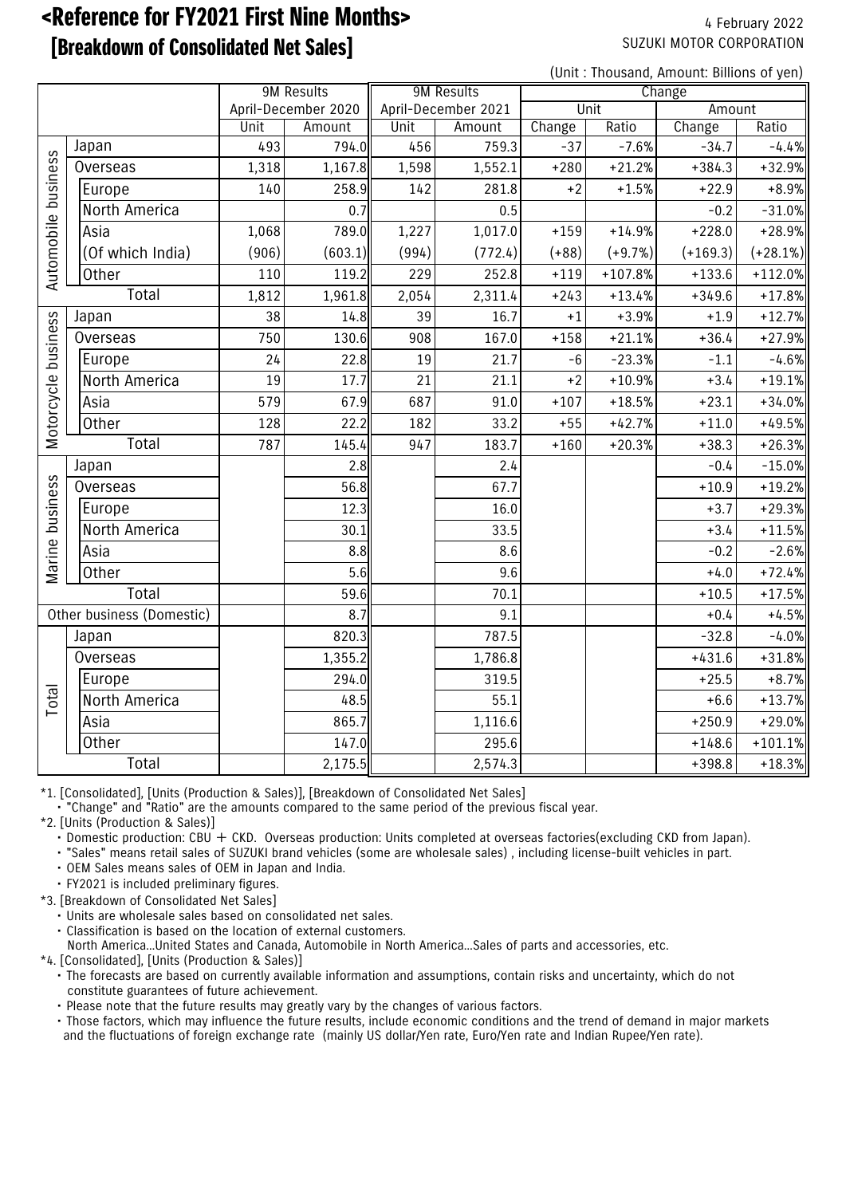# <Reference for FY2021 First Nine Months>
# [Breakdown of Consolidated Net Sales]

4 February 2022
SUZUKI MOTOR CORPORATION

(Unit : Thousand, Amount: Billions of yen)

| | | 9M Results April-December 2020 | | 9M Results April-December 2021 | | Change | | | |
|---|---|---|---|---|---|---|---|---|---|
| | | | | | | Unit | | Amount | |
| | | Unit | Amount | Unit | Amount | Change | Ratio | Change | Ratio |
| Automobile business | Japan | 493 | 794.0 | 456 | 759.3 | -37 | -7.6% | -34.7 | -4.4% |
| | Overseas | 1,318 | 1,167.8 | 1,598 | 1,552.1 | +280 | +21.2% | +384.3 | +32.9% |
| | Europe | 140 | 258.9 | 142 | 281.8 | +2 | +1.5% | +22.9 | +8.9% |
| | North America | | 0.7 | | 0.5 | | | -0.2 | -31.0% |
| | Asia | 1,068 | 789.0 | 1,227 | 1,017.0 | +159 | +14.9% | +228.0 | +28.9% |
| | (Of which India) | (906) | (603.1) | (994) | (772.4) | (+88) | (+9.7%) | (+169.3) | (+28.1%) |
| | Other | 110 | 119.2 | 229 | 252.8 | +119 | +107.8% | +133.6 | +112.0% |
| | Total | 1,812 | 1,961.8 | 2,054 | 2,311.4 | +243 | +13.4% | +349.6 | +17.8% |
| Motorcycle business | Japan | 38 | 14.8 | 39 | 16.7 | +1 | +3.9% | +1.9 | +12.7% |
| | Overseas | 750 | 130.6 | 908 | 167.0 | +158 | +21.1% | +36.4 | +27.9% |
| | Europe | 24 | 22.8 | 19 | 21.7 | -6 | -23.3% | -1.1 | -4.6% |
| | North America | 19 | 17.7 | 21 | 21.1 | +2 | +10.9% | +3.4 | +19.1% |
| | Asia | 579 | 67.9 | 687 | 91.0 | +107 | +18.5% | +23.1 | +34.0% |
| | Other | 128 | 22.2 | 182 | 33.2 | +55 | +42.7% | +11.0 | +49.5% |
| | Total | 787 | 145.4 | 947 | 183.7 | +160 | +20.3% | +38.3 | +26.3% |
| Marine business | Japan | | 2.8 | | 2.4 | | | -0.4 | -15.0% |
| | Overseas | | 56.8 | | 67.7 | | | +10.9 | +19.2% |
| | Europe | | 12.3 | | 16.0 | | | +3.7 | +29.3% |
| | North America | | 30.1 | | 33.5 | | | +3.4 | +11.5% |
| | Asia | | 8.8 | | 8.6 | | | -0.2 | -2.6% |
| | Other | | 5.6 | | 9.6 | | | +4.0 | +72.4% |
| | Total | | 59.6 | | 70.1 | | | +10.5 | +17.5% |
| Other business (Domestic) | | | 8.7 | | 9.1 | | | +0.4 | +4.5% |
| Total | Japan | | 820.3 | | 787.5 | | | -32.8 | -4.0% |
| | Overseas | | 1,355.2 | | 1,786.8 | | | +431.6 | +31.8% |
| | Europe | | 294.0 | | 319.5 | | | +25.5 | +8.7% |
| | North America | | 48.5 | | 55.1 | | | +6.6 | +13.7% |
| | Asia | | 865.7 | | 1,116.6 | | | +250.9 | +29.0% |
| | Other | | 147.0 | | 295.6 | | | +148.6 | +101.1% |
| | Total | | 2,175.5 | | 2,574.3 | | | +398.8 | +18.3% |

*1. [Consolidated], [Units (Production & Sales)], [Breakdown of Consolidated Net Sales]
- "Change" and "Ratio" are the amounts compared to the same period of the previous fiscal year.

*2. [Units (Production & Sales)]
- Domestic production: CBU ＋ CKD. Overseas production: Units completed at overseas factories(excluding CKD from Japan).
- "Sales" means retail sales of SUZUKI brand vehicles (some are wholesale sales) , including license-built vehicles in part.
- OEM Sales means sales of OEM in Japan and India.
- FY2021 is included preliminary figures.

*3. [Breakdown of Consolidated Net Sales]
- Units are wholesale sales based on consolidated net sales.
- Classification is based on the location of external customers.
  North America…United States and Canada, Automobile in North America…Sales of parts and accessories, etc.

*4. [Consolidated], [Units (Production & Sales)]
- The forecasts are based on currently available information and assumptions, contain risks and uncertainty, which do not constitute guarantees of future achievement.
- Please note that the future results may greatly vary by the changes of various factors.
- Those factors, which may influence the future results, include economic conditions and the trend of demand in major markets and the fluctuations of foreign exchange rate (mainly US dollar/Yen rate, Euro/Yen rate and Indian Rupee/Yen rate).